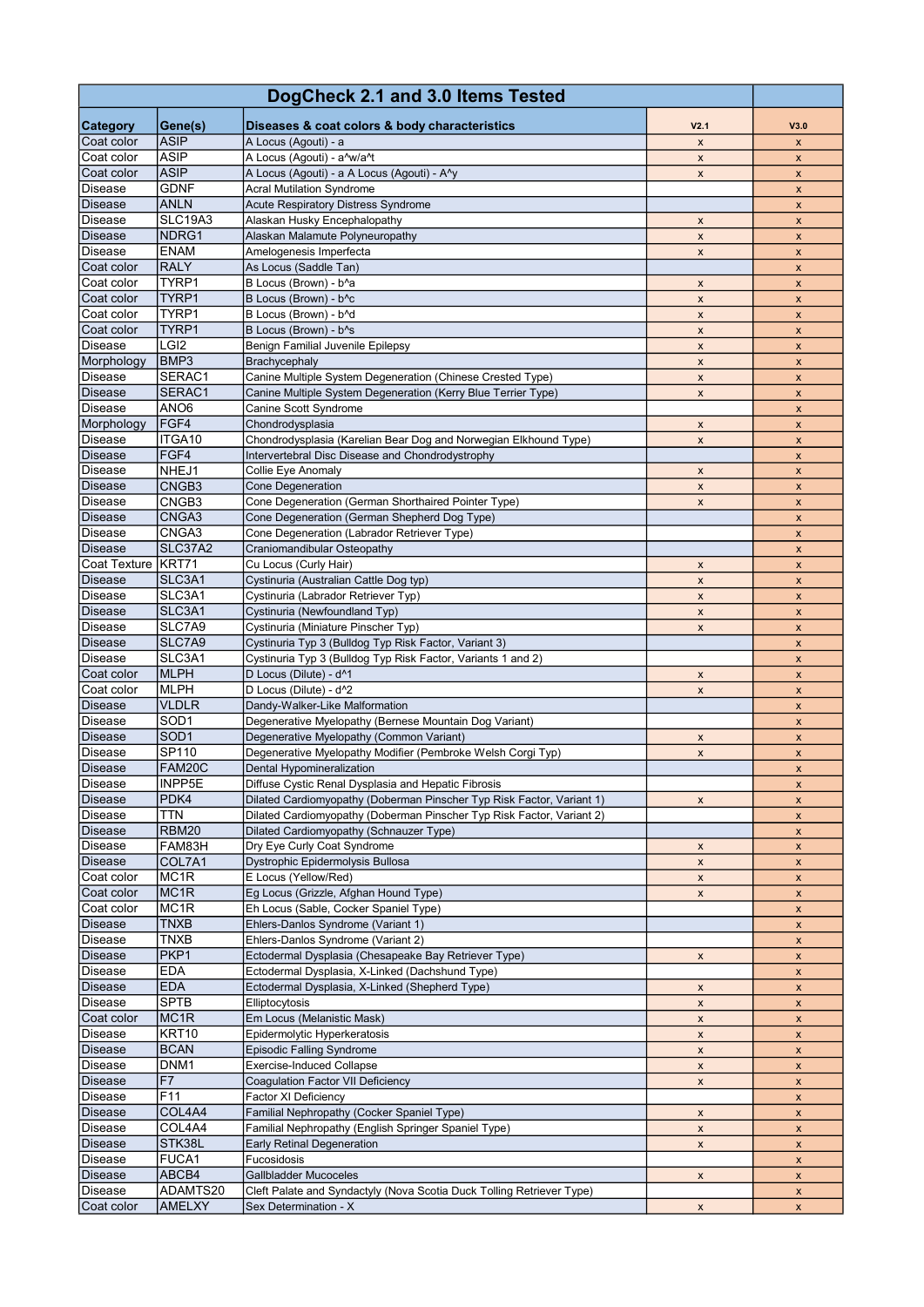# DogCheck 2.1 and 3.0 Items Tested

| Category | Gene(s) | Diseases & coat colors & body characteristics | V2.1 | V3.0 |
|---|---|---|---|---|
| Coat color | ASIP | A Locus (Agouti) - a | x | x |
| Coat color | ASIP | A Locus (Agouti) - a^w/a^t | x | x |
| Coat color | ASIP | A Locus (Agouti) - a A Locus (Agouti) - A^y | x | x |
| Disease | GDNF | Acral Mutilation Syndrome | | x |
| Disease | ANLN | Acute Respiratory Distress Syndrome | | x |
| Disease | SLC19A3 | Alaskan Husky Encephalopathy | x | x |
| Disease | NDRG1 | Alaskan Malamute Polyneuropathy | x | x |
| Disease | ENAM | Amelogenesis Imperfecta | x | x |
| Coat color | RALY | As Locus (Saddle Tan) | | x |
| Coat color | TYRP1 | B Locus (Brown) - b^a | x | x |
| Coat color | TYRP1 | B Locus (Brown) - b^c | x | x |
| Coat color | TYRP1 | B Locus (Brown) - b^d | x | x |
| Coat color | TYRP1 | B Locus (Brown) - b^s | x | x |
| Disease | LGI2 | Benign Familial Juvenile Epilepsy | x | x |
| Morphology | BMP3 | Brachycephaly | x | x |
| Disease | SERAC1 | Canine Multiple System Degeneration (Chinese Crested Type) | x | x |
| Disease | SERAC1 | Canine Multiple System Degeneration (Kerry Blue Terrier Type) | x | x |
| Disease | ANO6 | Canine Scott Syndrome | | x |
| Morphology | FGF4 | Chondrodysplasia | x | x |
| Disease | ITGA10 | Chondrodysplasia (Karelian Bear Dog and Norwegian Elkhound Type) | x | x |
| Disease | FGF4 | Intervertebral Disc Disease and Chondrodystrophy | | x |
| Disease | NHEJ1 | Collie Eye Anomaly | x | x |
| Disease | CNGB3 | Cone Degeneration | x | x |
| Disease | CNGB3 | Cone Degeneration (German Shorthaired Pointer Type) | x | x |
| Disease | CNGA3 | Cone Degeneration (German Shepherd Dog Type) | | x |
| Disease | CNGA3 | Cone Degeneration (Labrador Retriever Type) | | x |
| Disease | SLC37A2 | Craniomandibular Osteopathy | | x |
| Coat Texture | KRT71 | Cu Locus (Curly Hair) | x | x |
| Disease | SLC3A1 | Cystinuria (Australian Cattle Dog typ) | x | x |
| Disease | SLC3A1 | Cystinuria (Labrador Retriever Typ) | x | x |
| Disease | SLC3A1 | Cystinuria (Newfoundland Typ) | x | x |
| Disease | SLC7A9 | Cystinuria (Miniature Pinscher Typ) | x | x |
| Disease | SLC7A9 | Cystinuria Typ 3 (Bulldog Typ Risk Factor, Variant 3) | | x |
| Disease | SLC3A1 | Cystinuria Typ 3 (Bulldog Typ Risk Factor, Variants 1 and 2) | | x |
| Coat color | MLPH | D Locus (Dilute) - d^1 | x | x |
| Coat color | MLPH | D Locus (Dilute) - d^2 | x | x |
| Disease | VLDLR | Dandy-Walker-Like Malformation | | x |
| Disease | SOD1 | Degenerative Myelopathy (Bernese Mountain Dog Variant) | | x |
| Disease | SOD1 | Degenerative Myelopathy (Common Variant) | x | x |
| Disease | SP110 | Degenerative Myelopathy Modifier (Pembroke Welsh Corgi Typ) | x | x |
| Disease | FAM20C | Dental Hypomineralization | | x |
| Disease | INPP5E | Diffuse Cystic Renal Dysplasia and Hepatic Fibrosis | | x |
| Disease | PDK4 | Dilated Cardiomyopathy (Doberman Pinscher Typ Risk Factor, Variant 1) | x | x |
| Disease | TTN | Dilated Cardiomyopathy (Doberman Pinscher Typ Risk Factor, Variant 2) | | x |
| Disease | RBM20 | Dilated Cardiomyopathy (Schnauzer Type) | | x |
| Disease | FAM83H | Dry Eye Curly Coat Syndrome | x | x |
| Disease | COL7A1 | Dystrophic Epidermolysis Bullosa | x | x |
| Coat color | MC1R | E Locus (Yellow/Red) | x | x |
| Coat color | MC1R | Eg Locus (Grizzle, Afghan Hound Type) | x | x |
| Coat color | MC1R | Eh Locus (Sable, Cocker Spaniel Type) | | x |
| Disease | TNXB | Ehlers-Danlos Syndrome (Variant 1) | | x |
| Disease | TNXB | Ehlers-Danlos Syndrome (Variant 2) | | x |
| Disease | PKP1 | Ectodermal Dysplasia (Chesapeake Bay Retriever Type) | x | x |
| Disease | EDA | Ectodermal Dysplasia, X-Linked (Dachshund Type) | | x |
| Disease | EDA | Ectodermal Dysplasia, X-Linked (Shepherd Type) | x | x |
| Disease | SPTB | Elliptocytosis | x | x |
| Coat color | MC1R | Em Locus (Melanistic Mask) | x | x |
| Disease | KRT10 | Epidermolytic Hyperkeratosis | x | x |
| Disease | BCAN | Episodic Falling Syndrome | x | x |
| Disease | DNM1 | Exercise-Induced Collapse | x | x |
| Disease | F7 | Coagulation Factor VII Deficiency | x | x |
| Disease | F11 | Factor XI Deficiency | | x |
| Disease | COL4A4 | Familial Nephropathy (Cocker Spaniel Type) | x | x |
| Disease | COL4A4 | Familial Nephropathy (English Springer Spaniel Type) | x | x |
| Disease | STK38L | Early Retinal Degeneration | x | x |
| Disease | FUCA1 | Fucosidosis | | x |
| Disease | ABCB4 | Gallbladder Mucoceles | x | x |
| Disease | ADAMTS20 | Cleft Palate and Syndactyly (Nova Scotia Duck Tolling Retriever Type) | | x |
| Coat color | AMELXY | Sex Determination - X | x | x |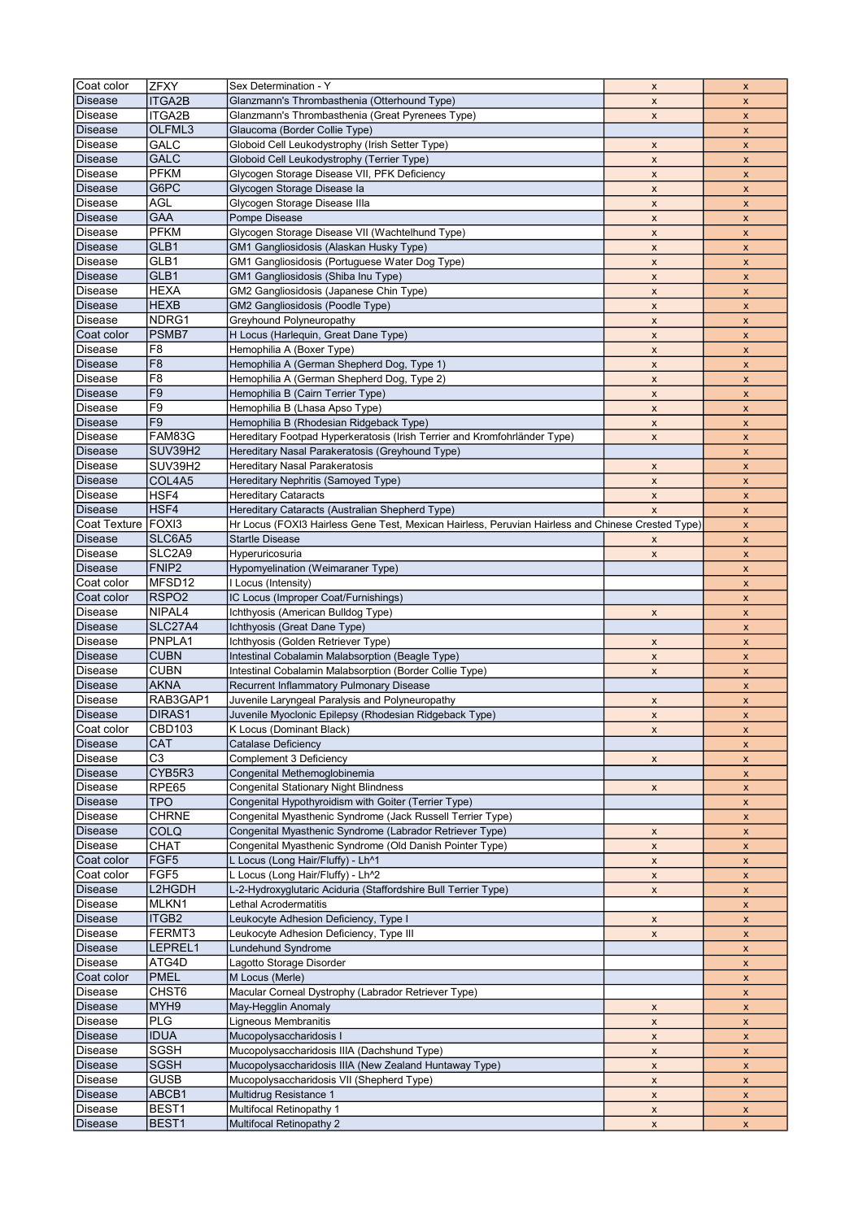| | | | | |
|---|---|---|---|---|
| Coat color | ZFXY | Sex Determination - Y | x | x |
| Disease | ITGA2B | Glanzmann's Thrombasthenia (Otterhound Type) | x | x |
| Disease | ITGA2B | Glanzmann's Thrombasthenia (Great Pyrenees Type) | x | x |
| Disease | OLFML3 | Glaucoma (Border Collie Type) | | x |
| Disease | GALC | Globoid Cell Leukodystrophy (Irish Setter Type) | x | x |
| Disease | GALC | Globoid Cell Leukodystrophy (Terrier Type) | x | x |
| Disease | PFKM | Glycogen Storage Disease VII, PFK Deficiency | x | x |
| Disease | G6PC | Glycogen Storage Disease Ia | x | x |
| Disease | AGL | Glycogen Storage Disease IIIa | x | x |
| Disease | GAA | Pompe Disease | x | x |
| Disease | PFKM | Glycogen Storage Disease VII (Wachtelhund Type) | x | x |
| Disease | GLB1 | GM1 Gangliosidosis (Alaskan Husky Type) | x | x |
| Disease | GLB1 | GM1 Gangliosidosis (Portuguese Water Dog Type) | x | x |
| Disease | GLB1 | GM1 Gangliosidosis (Shiba Inu Type) | x | x |
| Disease | HEXA | GM2 Gangliosidosis (Japanese Chin Type) | x | x |
| Disease | HEXB | GM2 Gangliosidosis (Poodle Type) | x | x |
| Disease | NDRG1 | Greyhound Polyneuropathy | x | x |
| Coat color | PSMB7 | H Locus (Harlequin, Great Dane Type) | x | x |
| Disease | F8 | Hemophilia A (Boxer Type) | x | x |
| Disease | F8 | Hemophilia A (German Shepherd Dog, Type 1) | x | x |
| Disease | F8 | Hemophilia A (German Shepherd Dog, Type 2) | x | x |
| Disease | F9 | Hemophilia B (Cairn Terrier Type) | x | x |
| Disease | F9 | Hemophilia B (Lhasa Apso Type) | x | x |
| Disease | F9 | Hemophilia B (Rhodesian Ridgeback Type) | x | x |
| Disease | FAM83G | Hereditary Footpad Hyperkeratosis (Irish Terrier and Kromfohrländer Type) | x | x |
| Disease | SUV39H2 | Hereditary Nasal Parakeratosis (Greyhound Type) | | x |
| Disease | SUV39H2 | Hereditary Nasal Parakeratosis | x | x |
| Disease | COL4A5 | Hereditary Nephritis (Samoyed Type) | x | x |
| Disease | HSF4 | Hereditary Cataracts | x | x |
| Disease | HSF4 | Hereditary Cataracts (Australian Shepherd Type) | x | x |
| Coat Texture | FOXI3 | Hr Locus (FOXI3 Hairless Gene Test, Mexican Hairless, Peruvian Hairless and Chinese Crested Type) | | x |
| Disease | SLC6A5 | Startle Disease | x | x |
| Disease | SLC2A9 | Hyperuricosuria | x | x |
| Disease | FNIP2 | Hypomyelination (Weimaraner Type) | | x |
| Coat color | MFSD12 | I Locus (Intensity) | | x |
| Coat color | RSPO2 | IC Locus (Improper Coat/Furnishings) | | x |
| Disease | NIPAL4 | Ichthyosis (American Bulldog Type) | x | x |
| Disease | SLC27A4 | Ichthyosis (Great Dane Type) | | x |
| Disease | PNPLA1 | Ichthyosis (Golden Retriever Type) | x | x |
| Disease | CUBN | Intestinal Cobalamin Malabsorption (Beagle Type) | x | x |
| Disease | CUBN | Intestinal Cobalamin Malabsorption (Border Collie Type) | x | x |
| Disease | AKNA | Recurrent Inflammatory Pulmonary Disease | | x |
| Disease | RAB3GAP1 | Juvenile Laryngeal Paralysis and Polyneuropathy | x | x |
| Disease | DIRAS1 | Juvenile Myoclonic Epilepsy (Rhodesian Ridgeback Type) | x | x |
| Coat color | CBD103 | K Locus (Dominant Black) | x | x |
| Disease | CAT | Catalase Deficiency | | x |
| Disease | C3 | Complement 3 Deficiency | x | x |
| Disease | CYB5R3 | Congenital Methemoglobinemia | | x |
| Disease | RPE65 | Congenital Stationary Night Blindness | x | x |
| Disease | TPO | Congenital Hypothyroidism with Goiter (Terrier Type) | | x |
| Disease | CHRNE | Congenital Myasthenic Syndrome (Jack Russell Terrier Type) | | x |
| Disease | COLQ | Congenital Myasthenic Syndrome (Labrador Retriever Type) | x | x |
| Disease | CHAT | Congenital Myasthenic Syndrome (Old Danish Pointer Type) | x | x |
| Coat color | FGF5 | L Locus (Long Hair/Fluffy) - Lh^1 | x | x |
| Coat color | FGF5 | L Locus (Long Hair/Fluffy) - Lh^2 | x | x |
| Disease | L2HGDH | L-2-Hydroxyglutaric Aciduria (Staffordshire Bull Terrier Type) | x | x |
| Disease | MLKN1 | Lethal Acrodermatitis | | x |
| Disease | ITGB2 | Leukocyte Adhesion Deficiency, Type I | x | x |
| Disease | FERMT3 | Leukocyte Adhesion Deficiency, Type III | x | x |
| Disease | LEPREL1 | Lundehund Syndrome | | x |
| Disease | ATG4D | Lagotto Storage Disorder | | x |
| Coat color | PMEL | M Locus (Merle) | | x |
| Disease | CHST6 | Macular Corneal Dystrophy (Labrador Retriever Type) | | x |
| Disease | MYH9 | May-Hegglin Anomaly | x | x |
| Disease | PLG | Ligneous Membranitis | x | x |
| Disease | IDUA | Mucopolysaccharidosis I | x | x |
| Disease | SGSH | Mucopolysaccharidosis IIIA (Dachshund Type) | x | x |
| Disease | SGSH | Mucopolysaccharidosis IIIA (New Zealand Huntaway Type) | x | x |
| Disease | GUSB | Mucopolysaccharidosis VII (Shepherd Type) | x | x |
| Disease | ABCB1 | Multidrug Resistance 1 | x | x |
| Disease | BEST1 | Multifocal Retinopathy 1 | x | x |
| Disease | BEST1 | Multifocal Retinopathy 2 | x | x |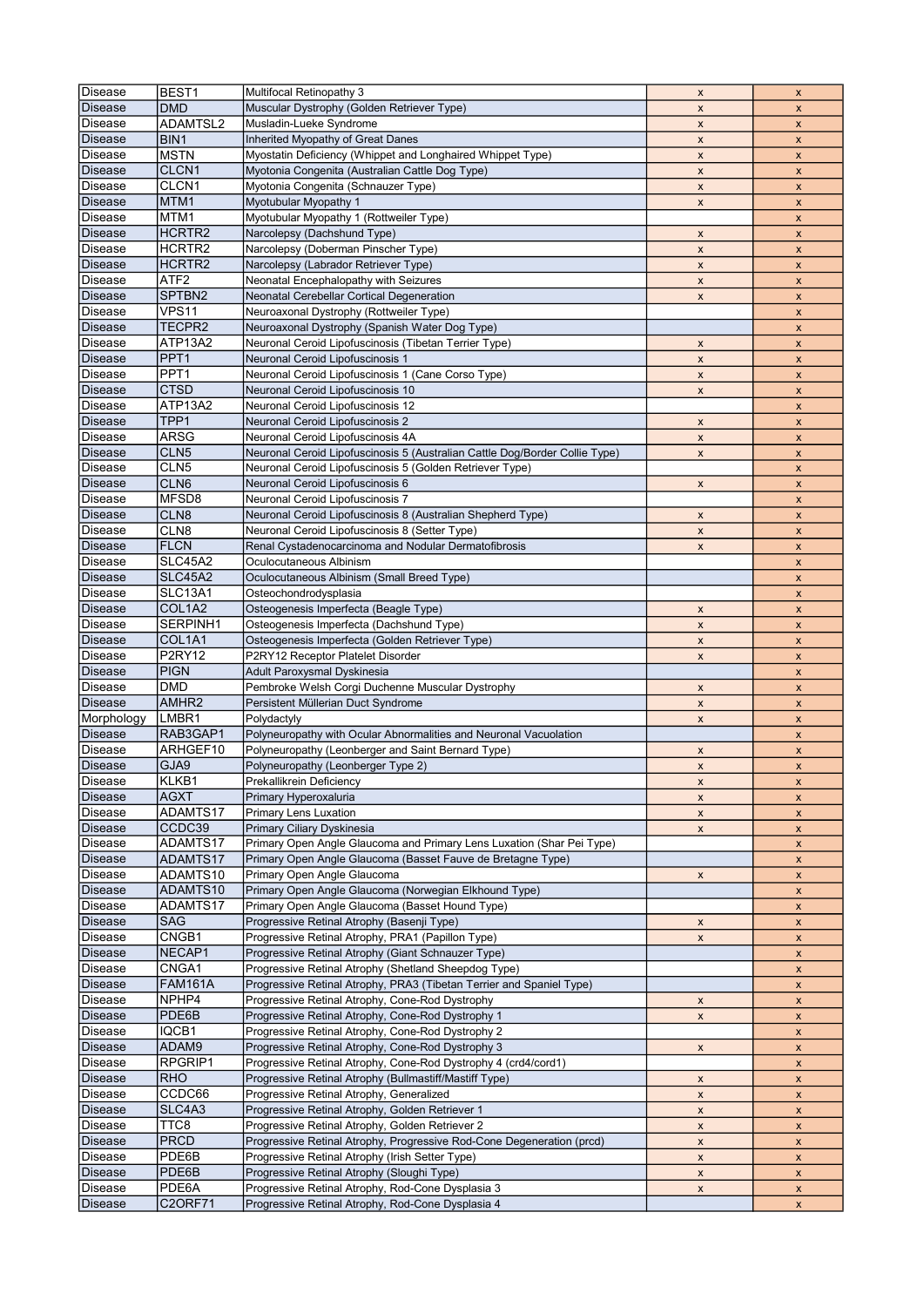| Disease | BEST1 | Multifocal Retinopathy 3 | x | x |
|---|---|---|---|---|
| Disease | DMD | Muscular Dystrophy (Golden Retriever Type) | x | x |
| Disease | ADAMTSL2 | Musladin-Lueke Syndrome | x | x |
| Disease | BIN1 | Inherited Myopathy of Great Danes | x | x |
| Disease | MSTN | Myostatin Deficiency (Whippet and Longhaired Whippet Type) | x | x |
| Disease | CLCN1 | Myotonia Congenita (Australian Cattle Dog Type) | x | x |
| Disease | CLCN1 | Myotonia Congenita (Schnauzer Type) | x | x |
| Disease | MTM1 | Myotubular Myopathy 1 | x | x |
| Disease | MTM1 | Myotubular Myopathy 1 (Rottweiler Type) | | x |
| Disease | HCRTR2 | Narcolepsy (Dachshund Type) | x | x |
| Disease | HCRTR2 | Narcolepsy (Doberman Pinscher Type) | x | x |
| Disease | HCRTR2 | Narcolepsy (Labrador Retriever Type) | x | x |
| Disease | ATF2 | Neonatal Encephalopathy with Seizures | x | x |
| Disease | SPTBN2 | Neonatal Cerebellar Cortical Degeneration | x | x |
| Disease | VPS11 | Neuroaxonal Dystrophy (Rottweiler Type) | | x |
| Disease | TECPR2 | Neuroaxonal Dystrophy (Spanish Water Dog Type) | | x |
| Disease | ATP13A2 | Neuronal Ceroid Lipofuscinosis (Tibetan Terrier Type) | x | x |
| Disease | PPT1 | Neuronal Ceroid Lipofuscinosis 1 | x | x |
| Disease | PPT1 | Neuronal Ceroid Lipofuscinosis 1 (Cane Corso Type) | x | x |
| Disease | CTSD | Neuronal Ceroid Lipofuscinosis 10 | x | x |
| Disease | ATP13A2 | Neuronal Ceroid Lipofuscinosis 12 | | x |
| Disease | TPP1 | Neuronal Ceroid Lipofuscinosis 2 | x | x |
| Disease | ARSG | Neuronal Ceroid Lipofuscinosis 4A | x | x |
| Disease | CLN5 | Neuronal Ceroid Lipofuscinosis 5 (Australian Cattle Dog/Border Collie Type) | x | x |
| Disease | CLN5 | Neuronal Ceroid Lipofuscinosis 5 (Golden Retriever Type) | | x |
| Disease | CLN6 | Neuronal Ceroid Lipofuscinosis 6 | x | x |
| Disease | MFSD8 | Neuronal Ceroid Lipofuscinosis 7 | | x |
| Disease | CLN8 | Neuronal Ceroid Lipofuscinosis 8 (Australian Shepherd Type) | x | x |
| Disease | CLN8 | Neuronal Ceroid Lipofuscinosis 8 (Setter Type) | x | x |
| Disease | FLCN | Renal Cystadenocarcinoma and Nodular Dermatofibrosis | x | x |
| Disease | SLC45A2 | Oculocutaneous Albinism | | x |
| Disease | SLC45A2 | Oculocutaneous Albinism (Small Breed Type) | | x |
| Disease | SLC13A1 | Osteochondrodysplasia | | x |
| Disease | COL1A2 | Osteogenesis Imperfecta (Beagle Type) | x | x |
| Disease | SERPINH1 | Osteogenesis Imperfecta (Dachshund Type) | x | x |
| Disease | COL1A1 | Osteogenesis Imperfecta (Golden Retriever Type) | x | x |
| Disease | P2RY12 | P2RY12 Receptor Platelet Disorder | x | x |
| Disease | PIGN | Adult Paroxysmal Dyskinesia | | x |
| Disease | DMD | Pembroke Welsh Corgi Duchenne Muscular Dystrophy | x | x |
| Disease | AMHR2 | Persistent Müllerian Duct Syndrome | x | x |
| Morphology | LMBR1 | Polydactyly | x | x |
| Disease | RAB3GAP1 | Polyneuropathy with Ocular Abnormalities and Neuronal Vacuolation | | x |
| Disease | ARHGEF10 | Polyneuropathy (Leonberger and Saint Bernard Type) | x | x |
| Disease | GJA9 | Polyneuropathy (Leonberger Type 2) | x | x |
| Disease | KLKB1 | Prekallikrein Deficiency | x | x |
| Disease | AGXT | Primary Hyperoxaluria | x | x |
| Disease | ADAMTS17 | Primary Lens Luxation | x | x |
| Disease | CCDC39 | Primary Ciliary Dyskinesia | x | x |
| Disease | ADAMTS17 | Primary Open Angle Glaucoma and Primary Lens Luxation (Shar Pei Type) | | x |
| Disease | ADAMTS17 | Primary Open Angle Glaucoma (Basset Fauve de Bretagne Type) | | x |
| Disease | ADAMTS10 | Primary Open Angle Glaucoma | x | x |
| Disease | ADAMTS10 | Primary Open Angle Glaucoma (Norwegian Elkhound Type) | | x |
| Disease | ADAMTS17 | Primary Open Angle Glaucoma (Basset Hound Type) | | x |
| Disease | SAG | Progressive Retinal Atrophy (Basenji Type) | x | x |
| Disease | CNGB1 | Progressive Retinal Atrophy, PRA1 (Papillon Type) | x | x |
| Disease | NECAP1 | Progressive Retinal Atrophy (Giant Schnauzer Type) | | x |
| Disease | CNGA1 | Progressive Retinal Atrophy (Shetland Sheepdog Type) | | x |
| Disease | FAM161A | Progressive Retinal Atrophy, PRA3 (Tibetan Terrier and Spaniel Type) | | x |
| Disease | NPHP4 | Progressive Retinal Atrophy, Cone-Rod Dystrophy | x | x |
| Disease | PDE6B | Progressive Retinal Atrophy, Cone-Rod Dystrophy 1 | x | x |
| Disease | IQCB1 | Progressive Retinal Atrophy, Cone-Rod Dystrophy 2 | | x |
| Disease | ADAM9 | Progressive Retinal Atrophy, Cone-Rod Dystrophy 3 | x | x |
| Disease | RPGRIP1 | Progressive Retinal Atrophy, Cone-Rod Dystrophy 4 (crd4/cord1) | | x |
| Disease | RHO | Progressive Retinal Atrophy (Bullmastiff/Mastiff Type) | x | x |
| Disease | CCDC66 | Progressive Retinal Atrophy, Generalized | x | x |
| Disease | SLC4A3 | Progressive Retinal Atrophy, Golden Retriever 1 | x | x |
| Disease | TTC8 | Progressive Retinal Atrophy, Golden Retriever 2 | x | x |
| Disease | PRCD | Progressive Retinal Atrophy, Progressive Rod-Cone Degeneration (prcd) | x | x |
| Disease | PDE6B | Progressive Retinal Atrophy (Irish Setter Type) | x | x |
| Disease | PDE6B | Progressive Retinal Atrophy (Sloughi Type) | x | x |
| Disease | PDE6A | Progressive Retinal Atrophy, Rod-Cone Dysplasia 3 | x | x |
| Disease | C2ORF71 | Progressive Retinal Atrophy, Rod-Cone Dysplasia 4 | | x |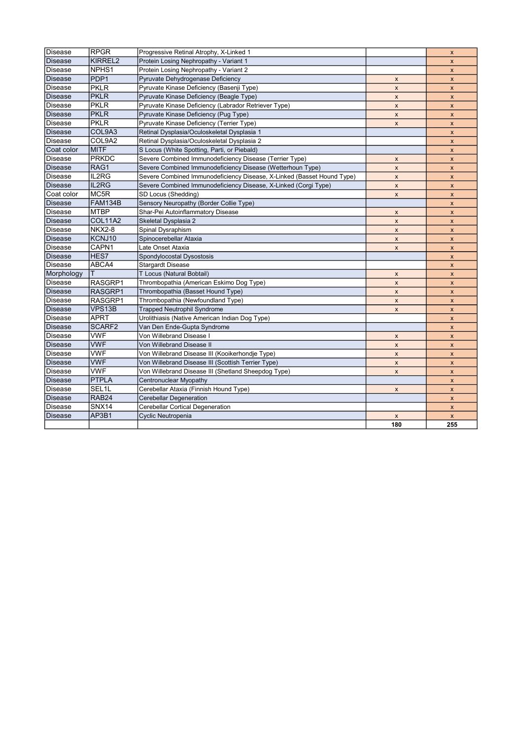| | | | | |
|---|---|---|---|---|
| Disease | RPGR | Progressive Retinal Atrophy, X-Linked 1 | | x |
| Disease | KIRREL2 | Protein Losing Nephropathy - Variant 1 | | x |
| Disease | NPHS1 | Protein Losing Nephropathy - Variant 2 | | x |
| Disease | PDP1 | Pyruvate Dehydrogenase Deficiency | x | x |
| Disease | PKLR | Pyruvate Kinase Deficiency (Basenji Type) | x | x |
| Disease | PKLR | Pyruvate Kinase Deficiency (Beagle Type) | x | x |
| Disease | PKLR | Pyruvate Kinase Deficiency (Labrador Retriever Type) | x | x |
| Disease | PKLR | Pyruvate Kinase Deficiency (Pug Type) | x | x |
| Disease | PKLR | Pyruvate Kinase Deficiency (Terrier Type) | x | x |
| Disease | COL9A3 | Retinal Dysplasia/Oculoskeletal Dysplasia 1 | | x |
| Disease | COL9A2 | Retinal Dysplasia/Oculoskeletal Dysplasia 2 | | x |
| Coat color | MITF | S Locus (White Spotting, Parti, or Piebald) | | x |
| Disease | PRKDC | Severe Combined Immunodeficiency Disease (Terrier Type) | x | x |
| Disease | RAG1 | Severe Combined Immunodeficiency Disease (Wetterhoun Type) | x | x |
| Disease | IL2RG | Severe Combined Immunodeficiency Disease, X-Linked (Basset Hound Type) | x | x |
| Disease | IL2RG | Severe Combined Immunodeficiency Disease, X-Linked (Corgi Type) | x | x |
| Coat color | MC5R | SD Locus (Shedding) | x | x |
| Disease | FAM134B | Sensory Neuropathy (Border Collie Type) | | x |
| Disease | MTBP | Shar-Pei Autoinflammatory Disease | x | x |
| Disease | COL11A2 | Skeletal Dysplasia 2 | x | x |
| Disease | NKX2-8 | Spinal Dysraphism | x | x |
| Disease | KCNJ10 | Spinocerebellar Ataxia | x | x |
| Disease | CAPN1 | Late Onset Ataxia | x | x |
| Disease | HES7 | Spondylocostal Dysostosis | | x |
| Disease | ABCA4 | Stargardt Disease | | x |
| Morphology | T | T Locus (Natural Bobtail) | x | x |
| Disease | RASGRP1 | Thrombopathia (American Eskimo Dog Type) | x | x |
| Disease | RASGRP1 | Thrombopathia (Basset Hound Type) | x | x |
| Disease | RASGRP1 | Thrombopathia (Newfoundland Type) | x | x |
| Disease | VPS13B | Trapped Neutrophil Syndrome | x | x |
| Disease | APRT | Urolithiasis (Native American Indian Dog Type) | | x |
| Disease | SCARF2 | Van Den Ende-Gupta Syndrome | | x |
| Disease | VWF | Von Willebrand Disease I | x | x |
| Disease | VWF | Von Willebrand Disease II | x | x |
| Disease | VWF | Von Willebrand Disease III (Kooikerhondje Type) | x | x |
| Disease | VWF | Von Willebrand Disease III (Scottish Terrier Type) | x | x |
| Disease | VWF | Von Willebrand Disease III (Shetland Sheepdog Type) | x | x |
| Disease | PTPLA | Centronuclear Myopathy | | x |
| Disease | SEL1L | Cerebellar Ataxia (Finnish Hound Type) | x | x |
| Disease | RAB24 | Cerebellar Degeneration | | x |
| Disease | SNX14 | Cerebellar Cortical Degeneration | | x |
| Disease | AP3B1 | Cyclic Neutropenia | x | x |
| | | | **180** | **255** |